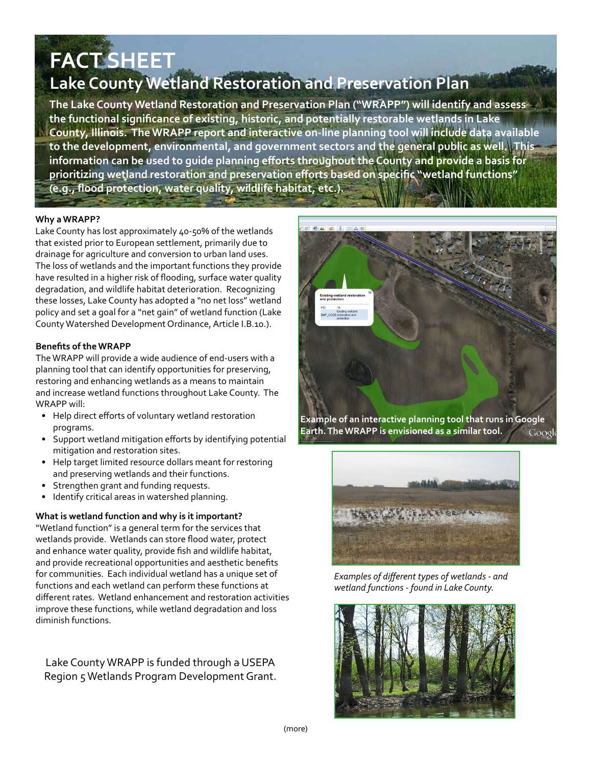# FACT SHEET

## Lake County Wetland Restoration and Preservation Plan

**The Lake County Wetland Restoration and Preservation Plan ("WRAPP") will identify and assess the functional significance of existing, historic, and potentially restorable wetlands in Lake County, Illinois. The WRAPP report and interactive on-line planning tool will include data available to the development, environmental, and government sectors and the general public as well. This information can be used to guide planning efforts throughout the County and provide a basis for prioritizing wetland restoration and preservation efforts based on specific "wetland functions" (e.g., flood protection, water quality, wildlife habitat, etc.).**

### Why a WRAPP?

Lake County has lost approximately 40-50% of the wetlands that existed prior to European settlement, primarily due to drainage for agriculture and conversion to urban land uses. The loss of wetlands and the important functions they provide have resulted in a higher risk of flooding, surface water quality degradation, and wildlife habitat deterioration. Recognizing these losses, Lake County has adopted a "no net loss" wetland policy and set a goal for a "net gain" of wetland function (Lake County Watershed Development Ordinance, Article I.B.10.).

### Benefits of the WRAPP

The WRAPP will provide a wide audience of end-users with a planning tool that can identify opportunities for preserving, restoring and enhancing wetlands as a means to maintain and increase wetland functions throughout Lake County. The WRAPP will:

- Help direct efforts of voluntary wetland restoration programs.
- Support wetland mitigation efforts by identifying potential mitigation and restoration sites.
- Help target limited resource dollars meant for restoring and preserving wetlands and their functions.
- Strengthen grant and funding requests.
- Identify critical areas in watershed planning.

### What is wetland function and why is it important?

"Wetland function" is a general term for the services that wetlands provide. Wetlands can store flood water, protect and enhance water quality, provide fish and wildlife habitat, and provide recreational opportunities and aesthetic benefits for communities. Each individual wetland has a unique set of functions and each wetland can perform these functions at different rates. Wetland enhancement and restoration activities improve these functions, while wetland degradation and loss diminish functions.

Lake County WRAPP is funded through a USEPA Region 5 Wetlands Program Development Grant.

**Example of an interactive planning tool that runs in Google Earth. The WRAPP is envisioned as a similar tool.**

*Examples of different types of wetlands - and wetland functions - found in Lake County.*

(more)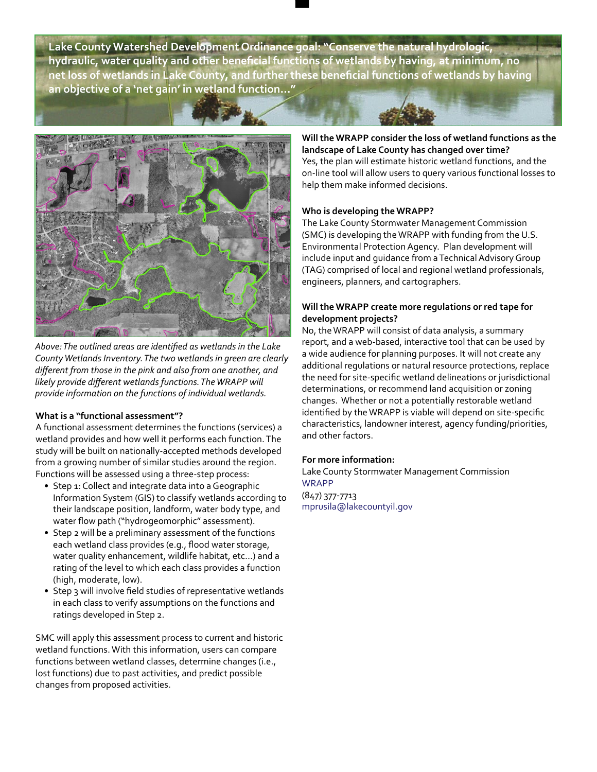**Lake County Watershed Development Ordinance goal: "Conserve the natural hydrologic, hydraulic, water quality and other beneficial functions of wetlands by having, at minimum, no net loss of wetlands in Lake County, and further these beneficial functions of wetlands by having an objective of a 'net gain' in wetland function…"**

*Above: The outlined areas are identified as wetlands in the Lake County Wetlands Inventory. The two wetlands in green are clearly different from those in the pink and also from one another, and likely provide different wetlands functions. The WRAPP will provide information on the functions of individual wetlands.*

### What is a "functional assessment"?

A functional assessment determines the functions (services) a wetland provides and how well it performs each function. The study will be built on nationally-accepted methods developed from a growing number of similar studies around the region. Functions will be assessed using a three-step process:

- Step 1: Collect and integrate data into a Geographic Information System (GIS) to classify wetlands according to their landscape position, landform, water body type, and water flow path ("hydrogeomorphic" assessment).
- Step 2 will be a preliminary assessment of the functions each wetland class provides (e.g., flood water storage, water quality enhancement, wildlife habitat, etc…) and a rating of the level to which each class provides a function (high, moderate, low).
- Step 3 will involve field studies of representative wetlands in each class to verify assumptions on the functions and ratings developed in Step 2.

SMC will apply this assessment process to current and historic wetland functions. With this information, users can compare functions between wetland classes, determine changes (i.e., lost functions) due to past activities, and predict possible changes from proposed activities.

### Will the WRAPP consider the loss of wetland functions as the landscape of Lake County has changed over time?

Yes, the plan will estimate historic wetland functions, and the on-line tool will allow users to query various functional losses to help them make informed decisions.

### Who is developing the WRAPP?

The Lake County Stormwater Management Commission (SMC) is developing the WRAPP with funding from the U.S. Environmental Protection Agency. Plan development will include input and guidance from a Technical Advisory Group (TAG) comprised of local and regional wetland professionals, engineers, planners, and cartographers.

### Will the WRAPP create more regulations or red tape for development projects?

No, the WRAPP will consist of data analysis, a summary report, and a web-based, interactive tool that can be used by a wide audience for planning purposes. It will not create any additional regulations or natural resource protections, replace the need for site-specific wetland delineations or jurisdictional determinations, or recommend land acquisition or zoning changes. Whether or not a potentially restorable wetland identified by the WRAPP is viable will depend on site-specific characteristics, landowner interest, agency funding/priorities, and other factors.

### For more information:

Lake County Stormwater Management Commission
WRAPP
(847) 377-7713
mprusila@lakecountyil.gov